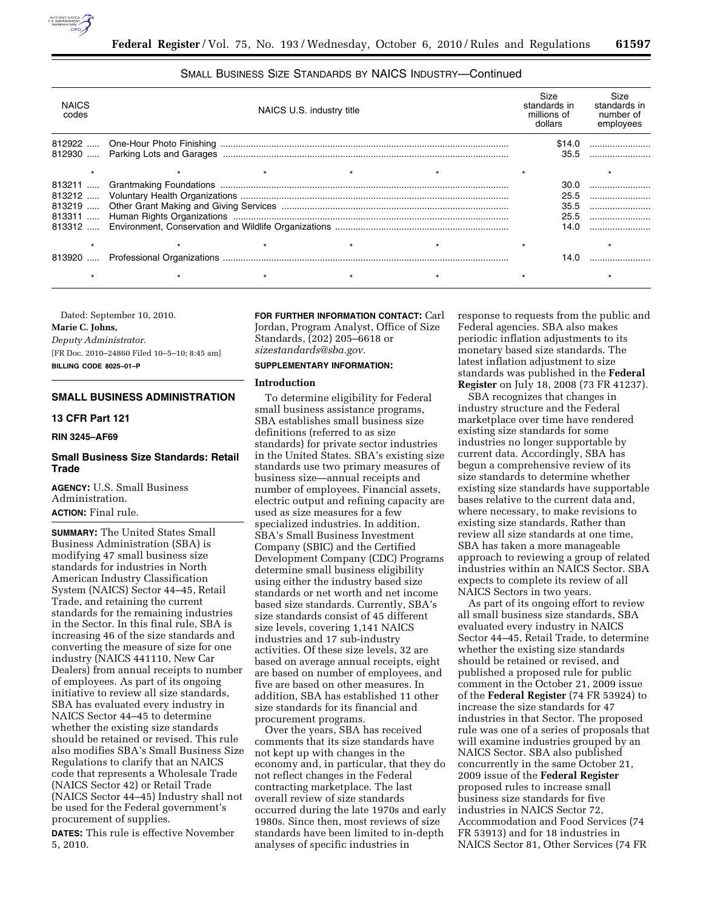SMALL BUSINESS SIZE STANDARDS BY NAICS INDUSTRY—Continued

| NAICS codes | NAICS U.S. industry title | Size standards in millions of dollars | Size standards in number of employees |
|---|---|---|---|
| 812922 | One-Hour Photo Finishing | $14.0 | |
| 812930 | Parking Lots and Garages | 35.5 | |
| * | * * * * | * | * |
| 813211 | Grantmaking Foundations | 30.0 | |
| 813212 | Voluntary Health Organizations | 25.5 | |
| 813219 | Other Grant Making and Giving Services | 35.5 | |
| 813311 | Human Rights Organizations | 25.5 | |
| 813312 | Environment, Conservation and Wildlife Organizations | 14.0 | |
| * | * * * * | * | * |
| 813920 | Professional Organizations | 14.0 | |
| * | * * * * | * | * |

Dated: September 10, 2010.

**Marie C. Johns,**

*Deputy Administrator.*

[FR Doc. 2010–24860 Filed 10–5–10; 8:45 am]

**BILLING CODE 8025–01–P**

---

## SMALL BUSINESS ADMINISTRATION

### 13 CFR Part 121

### RIN 3245–AF69

### Small Business Size Standards: Retail Trade

**AGENCY:** U.S. Small Business Administration.

**ACTION:** Final rule.

**SUMMARY:** The United States Small Business Administration (SBA) is modifying 47 small business size standards for industries in North American Industry Classification System (NAICS) Sector 44–45, Retail Trade, and retaining the current standards for the remaining industries in the Sector. In this final rule, SBA is increasing 46 of the size standards and converting the measure of size for one industry (NAICS 441110, New Car Dealers) from annual receipts to number of employees. As part of its ongoing initiative to review all size standards, SBA has evaluated every industry in NAICS Sector 44–45 to determine whether the existing size standards should be retained or revised. This rule also modifies SBA's Small Business Size Regulations to clarify that an NAICS code that represents a Wholesale Trade (NAICS Sector 42) or Retail Trade (NAICS Sector 44–45) Industry shall not be used for the Federal government's procurement of supplies.

**DATES:** This rule is effective November 5, 2010.

**FOR FURTHER INFORMATION CONTACT:** Carl Jordan, Program Analyst, Office of Size Standards, (202) 205–6618 or *sizestandards@sba.gov.*

**SUPPLEMENTARY INFORMATION:**

**Introduction**

To determine eligibility for Federal small business assistance programs, SBA establishes small business size definitions (referred to as size standards) for private sector industries in the United States. SBA's existing size standards use two primary measures of business size—annual receipts and number of employees. Financial assets, electric output and refining capacity are used as size measures for a few specialized industries. In addition, SBA's Small Business Investment Company (SBIC) and the Certified Development Company (CDC) Programs determine small business eligibility using either the industry based size standards or net worth and net income based size standards. Currently, SBA's size standards consist of 45 different size levels, covering 1,141 NAICS industries and 17 sub-industry activities. Of these size levels, 32 are based on average annual receipts, eight are based on number of employees, and five are based on other measures. In addition, SBA has established 11 other size standards for its financial and procurement programs.

Over the years, SBA has received comments that its size standards have not kept up with changes in the economy and, in particular, that they do not reflect changes in the Federal contracting marketplace. The last overall review of size standards occurred during the late 1970s and early 1980s. Since then, most reviews of size standards have been limited to in-depth analyses of specific industries in response to requests from the public and Federal agencies. SBA also makes periodic inflation adjustments to its monetary based size standards. The latest inflation adjustment to size standards was published in the **Federal Register** on July 18, 2008 (73 FR 41237).

SBA recognizes that changes in industry structure and the Federal marketplace over time have rendered existing size standards for some industries no longer supportable by current data. Accordingly, SBA has begun a comprehensive review of its size standards to determine whether existing size standards have supportable bases relative to the current data and, where necessary, to make revisions to existing size standards. Rather than review all size standards at one time, SBA has taken a more manageable approach to reviewing a group of related industries within an NAICS Sector. SBA expects to complete its review of all NAICS Sectors in two years.

As part of its ongoing effort to review all small business size standards, SBA evaluated every industry in NAICS Sector 44–45, Retail Trade, to determine whether the existing size standards should be retained or revised, and published a proposed rule for public comment in the October 21, 2009 issue of the **Federal Register** (74 FR 53924) to increase the size standards for 47 industries in that Sector. The proposed rule was one of a series of proposals that will examine industries grouped by an NAICS Sector. SBA also published concurrently in the same October 21, 2009 issue of the **Federal Register** proposed rules to increase small business size standards for five industries in NAICS Sector 72, Accommodation and Food Services (74 FR 53913) and for 18 industries in NAICS Sector 81, Other Services (74 FR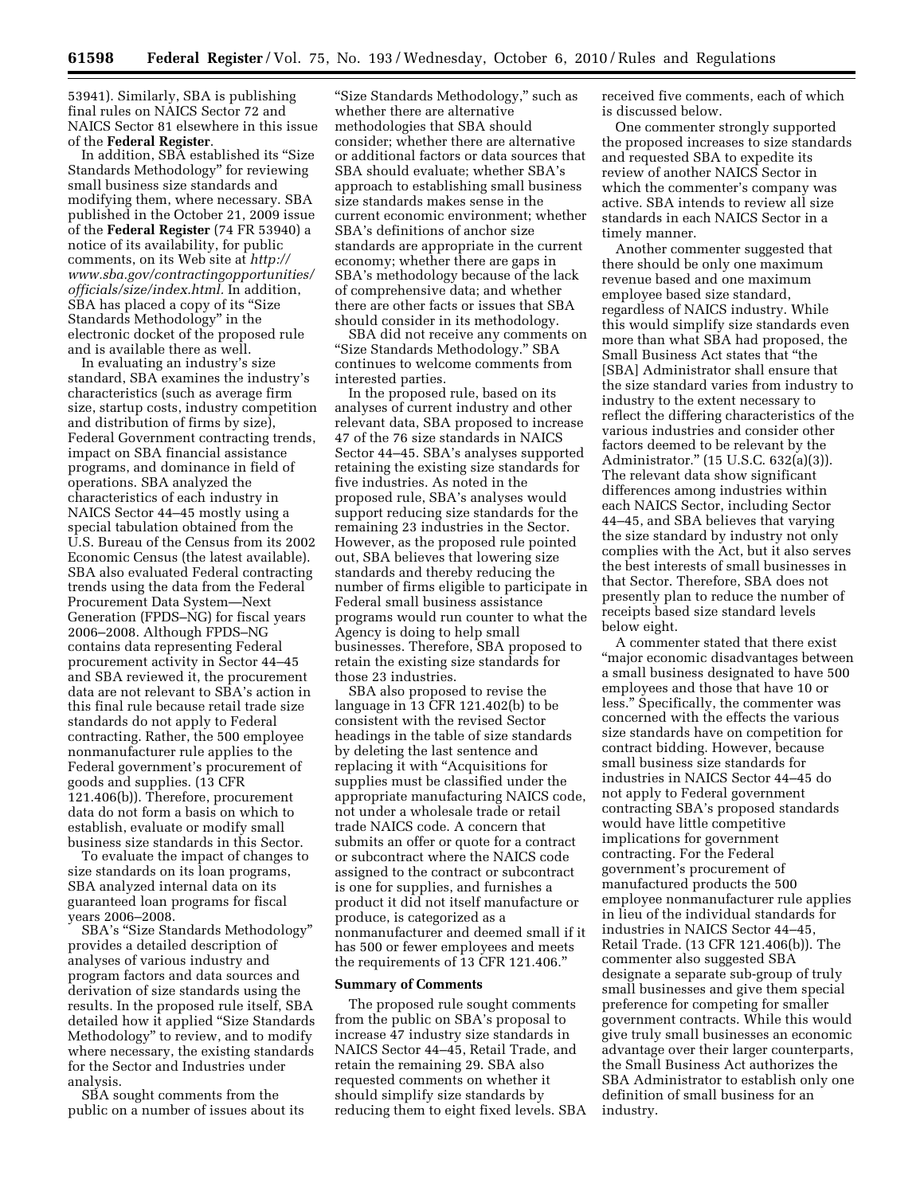53941). Similarly, SBA is publishing final rules on NAICS Sector 72 and NAICS Sector 81 elsewhere in this issue of the **Federal Register**.

In addition, SBA established its "Size Standards Methodology" for reviewing small business size standards and modifying them, where necessary. SBA published in the October 21, 2009 issue of the **Federal Register** (74 FR 53940) a notice of its availability, for public comments, on its Web site at *http://www.sba.gov/contractingopportunities/officials/size/index.html*. In addition, SBA has placed a copy of its "Size Standards Methodology" in the electronic docket of the proposed rule and is available there as well.

In evaluating an industry's size standard, SBA examines the industry's characteristics (such as average firm size, startup costs, industry competition and distribution of firms by size), Federal Government contracting trends, impact on SBA financial assistance programs, and dominance in field of operations. SBA analyzed the characteristics of each industry in NAICS Sector 44–45 mostly using a special tabulation obtained from the U.S. Bureau of the Census from its 2002 Economic Census (the latest available). SBA also evaluated Federal contracting trends using the data from the Federal Procurement Data System—Next Generation (FPDS–NG) for fiscal years 2006–2008. Although FPDS–NG contains data representing Federal procurement activity in Sector 44–45 and SBA reviewed it, the procurement data are not relevant to SBA's action in this final rule because retail trade size standards do not apply to Federal contracting. Rather, the 500 employee nonmanufacturer rule applies to the Federal government's procurement of goods and supplies. (13 CFR 121.406(b)). Therefore, procurement data do not form a basis on which to establish, evaluate or modify small business size standards in this Sector.

To evaluate the impact of changes to size standards on its loan programs, SBA analyzed internal data on its guaranteed loan programs for fiscal years 2006–2008.

SBA's "Size Standards Methodology" provides a detailed description of analyses of various industry and program factors and data sources and derivation of size standards using the results. In the proposed rule itself, SBA detailed how it applied "Size Standards Methodology" to review, and to modify where necessary, the existing standards for the Sector and Industries under analysis.

SBA sought comments from the public on a number of issues about its "Size Standards Methodology," such as whether there are alternative methodologies that SBA should consider; whether there are alternative or additional factors or data sources that SBA should evaluate; whether SBA's approach to establishing small business size standards makes sense in the current economic environment; whether SBA's definitions of anchor size standards are appropriate in the current economy; whether there are gaps in SBA's methodology because of the lack of comprehensive data; and whether there are other facts or issues that SBA should consider in its methodology.

SBA did not receive any comments on "Size Standards Methodology." SBA continues to welcome comments from interested parties.

In the proposed rule, based on its analyses of current industry and other relevant data, SBA proposed to increase 47 of the 76 size standards in NAICS Sector 44–45. SBA's analyses supported retaining the existing size standards for five industries. As noted in the proposed rule, SBA's analyses would support reducing size standards for the remaining 23 industries in the Sector. However, as the proposed rule pointed out, SBA believes that lowering size standards and thereby reducing the number of firms eligible to participate in Federal small business assistance programs would run counter to what the Agency is doing to help small businesses. Therefore, SBA proposed to retain the existing size standards for those 23 industries.

SBA also proposed to revise the language in 13 CFR 121.402(b) to be consistent with the revised Sector headings in the table of size standards by deleting the last sentence and replacing it with "Acquisitions for supplies must be classified under the appropriate manufacturing NAICS code, not under a wholesale trade or retail trade NAICS code. A concern that submits an offer or quote for a contract or subcontract where the NAICS code assigned to the contract or subcontract is one for supplies, and furnishes a product it did not itself manufacture or produce, is categorized as a nonmanufacturer and deemed small if it has 500 or fewer employees and meets the requirements of 13 CFR 121.406."

## Summary of Comments

The proposed rule sought comments from the public on SBA's proposal to increase 47 industry size standards in NAICS Sector 44–45, Retail Trade, and retain the remaining 29. SBA also requested comments on whether it should simplify size standards by reducing them to eight fixed levels. SBA received five comments, each of which is discussed below.

One commenter strongly supported the proposed increases to size standards and requested SBA to expedite its review of another NAICS Sector in which the commenter's company was active. SBA intends to review all size standards in each NAICS Sector in a timely manner.

Another commenter suggested that there should be only one maximum revenue based and one maximum employee based size standard, regardless of NAICS industry. While this would simplify size standards even more than what SBA had proposed, the Small Business Act states that "the [SBA] Administrator shall ensure that the size standard varies from industry to industry to the extent necessary to reflect the differing characteristics of the various industries and consider other factors deemed to be relevant by the Administrator." (15 U.S.C. 632(a)(3)). The relevant data show significant differences among industries within each NAICS Sector, including Sector 44–45, and SBA believes that varying the size standard by industry not only complies with the Act, but it also serves the best interests of small businesses in that Sector. Therefore, SBA does not presently plan to reduce the number of receipts based size standard levels below eight.

A commenter stated that there exist "major economic disadvantages between a small business designated to have 500 employees and those that have 10 or less." Specifically, the commenter was concerned with the effects the various size standards have on competition for contract bidding. However, because small business size standards for industries in NAICS Sector 44–45 do not apply to Federal government contracting SBA's proposed standards would have little competitive implications for government contracting. For the Federal government's procurement of manufactured products the 500 employee nonmanufacturer rule applies in lieu of the individual standards for industries in NAICS Sector 44–45, Retail Trade. (13 CFR 121.406(b)). The commenter also suggested SBA designate a separate sub-group of truly small businesses and give them special preference for competing for smaller government contracts. While this would give truly small businesses an economic advantage over their larger counterparts, the Small Business Act authorizes the SBA Administrator to establish only one definition of small business for an industry.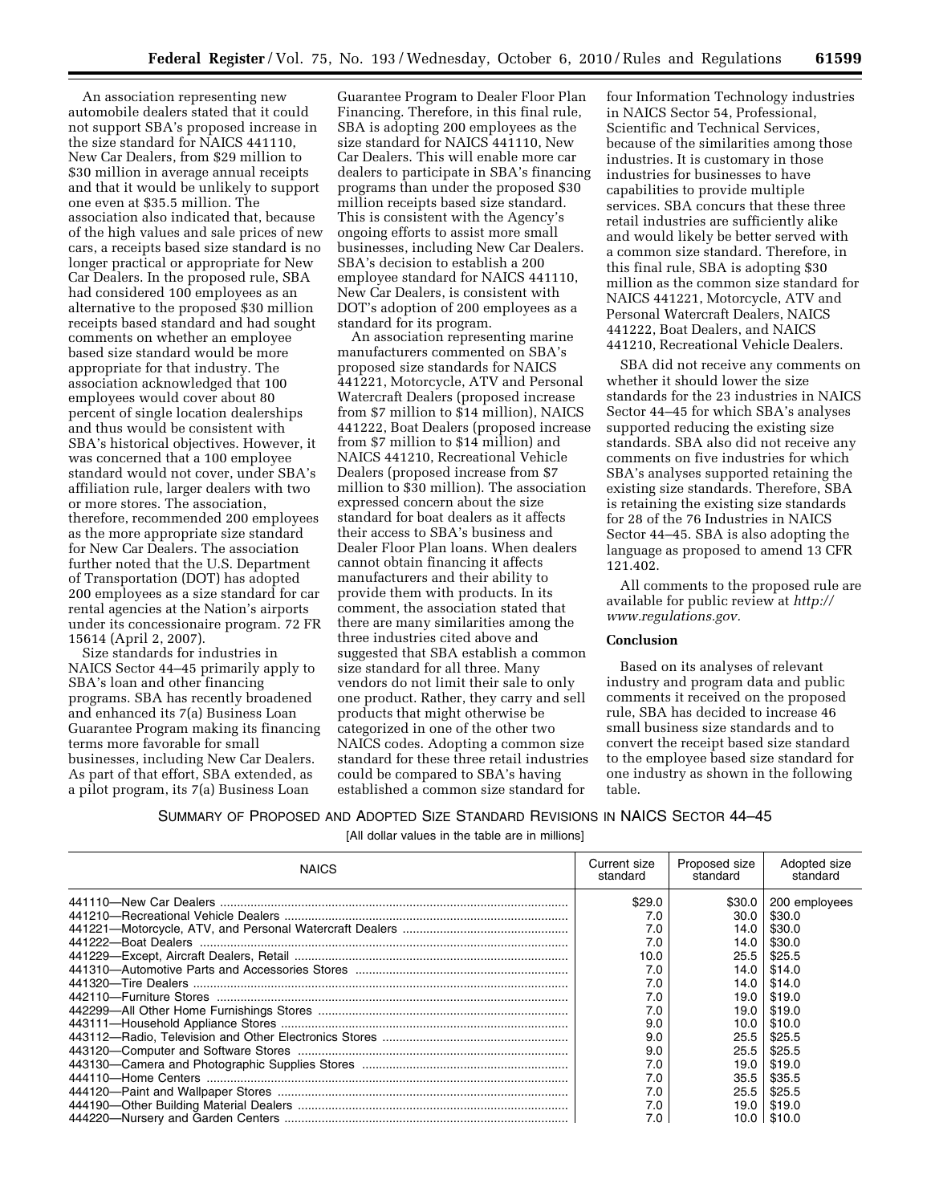An association representing new automobile dealers stated that it could not support SBA's proposed increase in the size standard for NAICS 441110, New Car Dealers, from $29 million to $30 million in average annual receipts and that it would be unlikely to support one even at $35.5 million. The association also indicated that, because of the high values and sale prices of new cars, a receipts based size standard is no longer practical or appropriate for New Car Dealers. In the proposed rule, SBA had considered 100 employees as an alternative to the proposed $30 million receipts based standard and had sought comments on whether an employee based size standard would be more appropriate for that industry. The association acknowledged that 100 employees would cover about 80 percent of single location dealerships and thus would be consistent with SBA's historical objectives. However, it was concerned that a 100 employee standard would not cover, under SBA's affiliation rule, larger dealers with two or more stores. The association, therefore, recommended 200 employees as the more appropriate size standard for New Car Dealers. The association further noted that the U.S. Department of Transportation (DOT) has adopted 200 employees as a size standard for car rental agencies at the Nation's airports under its concessionaire program. 72 FR 15614 (April 2, 2007).

Size standards for industries in NAICS Sector 44–45 primarily apply to SBA's loan and other financing programs. SBA has recently broadened and enhanced its 7(a) Business Loan Guarantee Program making its financing terms more favorable for small businesses, including New Car Dealers. As part of that effort, SBA extended, as a pilot program, its 7(a) Business Loan Guarantee Program to Dealer Floor Plan Financing. Therefore, in this final rule, SBA is adopting 200 employees as the size standard for NAICS 441110, New Car Dealers. This will enable more car dealers to participate in SBA's financing programs than under the proposed $30 million receipts based size standard. This is consistent with the Agency's ongoing efforts to assist more small businesses, including New Car Dealers. SBA's decision to establish a 200 employee standard for NAICS 441110, New Car Dealers, is consistent with DOT's adoption of 200 employees as a standard for its program.

An association representing marine manufacturers commented on SBA's proposed size standards for NAICS 441221, Motorcycle, ATV and Personal Watercraft Dealers (proposed increase from $7 million to $14 million), NAICS 441222, Boat Dealers (proposed increase from $7 million to $14 million) and NAICS 441210, Recreational Vehicle Dealers (proposed increase from $7 million to $30 million). The association expressed concern about the size standard for boat dealers as it affects their access to SBA's business and Dealer Floor Plan loans. When dealers cannot obtain financing it affects manufacturers and their ability to provide them with products. In its comment, the association stated that there are many similarities among the three industries cited above and suggested that SBA establish a common size standard for all three. Many vendors do not limit their sale to only one product. Rather, they carry and sell products that might otherwise be categorized in one of the other two NAICS codes. Adopting a common size standard for these three retail industries could be compared to SBA's having established a common size standard for four Information Technology industries in NAICS Sector 54, Professional, Scientific and Technical Services, because of the similarities among those industries. It is customary in those industries for businesses to have capabilities to provide multiple services. SBA concurs that these three retail industries are sufficiently alike and would likely be better served with a common size standard. Therefore, in this final rule, SBA is adopting $30 million as the common size standard for NAICS 441221, Motorcycle, ATV and Personal Watercraft Dealers, NAICS 441222, Boat Dealers, and NAICS 441210, Recreational Vehicle Dealers.

SBA did not receive any comments on whether it should lower the size standards for the 23 industries in NAICS Sector 44–45 for which SBA's analyses supported reducing the existing size standards. SBA also did not receive any comments on five industries for which SBA's analyses supported retaining the existing size standards. Therefore, SBA is retaining the existing size standards for 28 of the 76 Industries in NAICS Sector 44–45. SBA is also adopting the language as proposed to amend 13 CFR 121.402.

All comments to the proposed rule are available for public review at *http://www.regulations.gov*.

## Conclusion

Based on its analyses of relevant industry and program data and public comments it received on the proposed rule, SBA has decided to increase 46 small business size standards and to convert the receipt based size standard to the employee based size standard for one industry as shown in the following table.

SUMMARY OF PROPOSED AND ADOPTED SIZE STANDARD REVISIONS IN NAICS SECTOR 44–45

[All dollar values in the table are in millions]

| NAICS | Current size standard | Proposed size standard | Adopted size standard |
|---|---|---|---|
| 441110—New Car Dealers | $29.0 | $30.0 | 200 employees |
| 441210—Recreational Vehicle Dealers | 7.0 | 30.0 | $30.0 |
| 441221—Motorcycle, ATV, and Personal Watercraft Dealers | 7.0 | 14.0 | $30.0 |
| 441222—Boat Dealers | 7.0 | 14.0 | $30.0 |
| 441229—Except, Aircraft Dealers, Retail | 10.0 | 25.5 | $25.5 |
| 441310—Automotive Parts and Accessories Stores | 7.0 | 14.0 | $14.0 |
| 441320—Tire Dealers | 7.0 | 14.0 | $14.0 |
| 442110—Furniture Stores | 7.0 | 19.0 | $19.0 |
| 442299—All Other Home Furnishings Stores | 7.0 | 19.0 | $19.0 |
| 443111—Household Appliance Stores | 9.0 | 10.0 | $10.0 |
| 443112—Radio, Television and Other Electronics Stores | 9.0 | 25.5 | $25.5 |
| 443120—Computer and Software Stores | 9.0 | 25.5 | $25.5 |
| 443130—Camera and Photographic Supplies Stores | 7.0 | 19.0 | $19.0 |
| 444110—Home Centers | 7.0 | 35.5 | $35.5 |
| 444120—Paint and Wallpaper Stores | 7.0 | 25.5 | $25.5 |
| 444190—Other Building Material Dealers | 7.0 | 19.0 | $19.0 |
| 444220—Nursery and Garden Centers | 7.0 | 10.0 | $10.0 |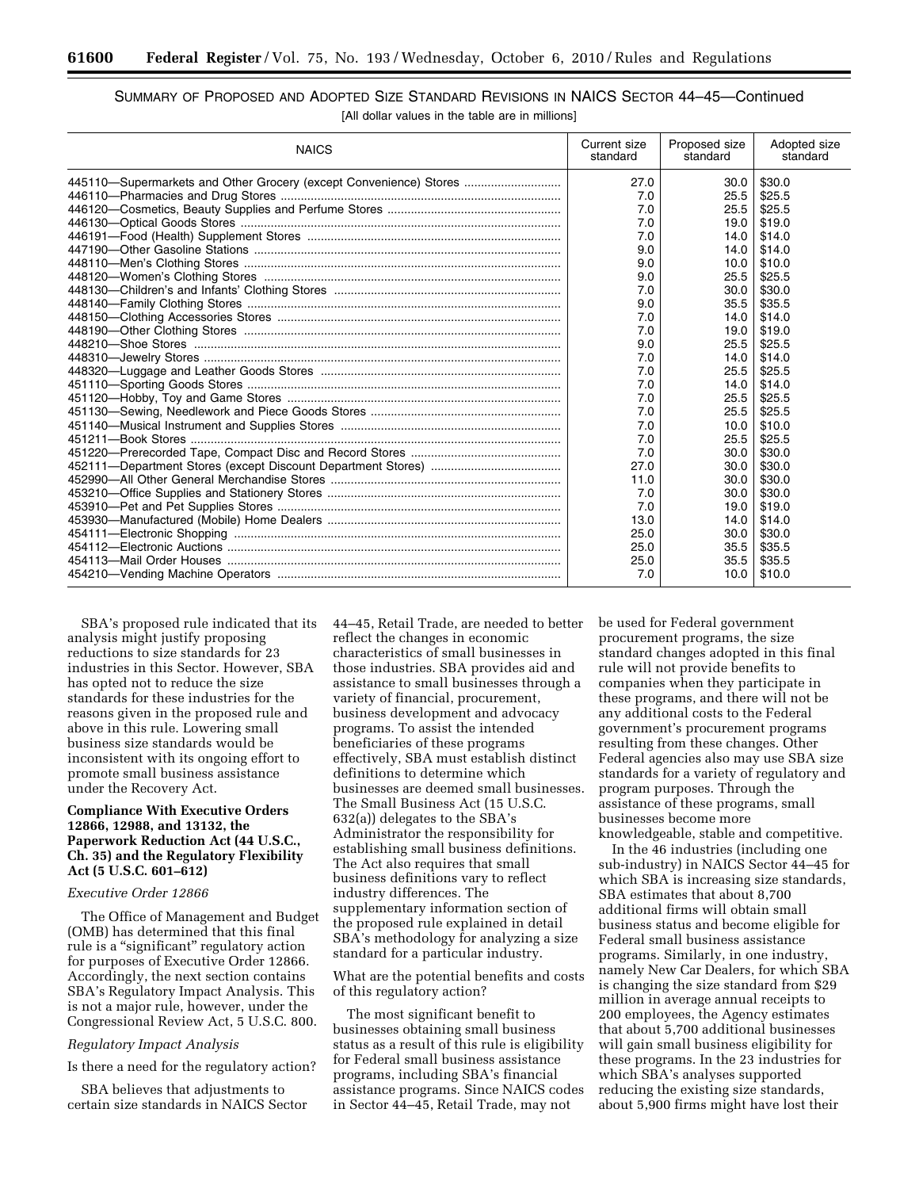## SUMMARY OF PROPOSED AND ADOPTED SIZE STANDARD REVISIONS IN NAICS SECTOR 44–45—Continued

[All dollar values in the table are in millions]

| NAICS | Current size standard | Proposed size standard | Adopted size standard |
|---|---|---|---|
| 445110—Supermarkets and Other Grocery (except Convenience) Stores | 27.0 | 30.0 | $30.0 |
| 446110—Pharmacies and Drug Stores | 7.0 | 25.5 | $25.5 |
| 446120—Cosmetics, Beauty Supplies and Perfume Stores | 7.0 | 25.5 | $25.5 |
| 446130—Optical Goods Stores | 7.0 | 19.0 | $19.0 |
| 446191—Food (Health) Supplement Stores | 7.0 | 14.0 | $14.0 |
| 447190—Other Gasoline Stations | 9.0 | 14.0 | $14.0 |
| 448110—Men's Clothing Stores | 9.0 | 10.0 | $10.0 |
| 448120—Women's Clothing Stores | 9.0 | 25.5 | $25.5 |
| 448130—Children's and Infants' Clothing Stores | 7.0 | 30.0 | $30.0 |
| 448140—Family Clothing Stores | 9.0 | 35.5 | $35.5 |
| 448150—Clothing Accessories Stores | 7.0 | 14.0 | $14.0 |
| 448190—Other Clothing Stores | 7.0 | 19.0 | $19.0 |
| 448210—Shoe Stores | 9.0 | 25.5 | $25.5 |
| 448310—Jewelry Stores | 7.0 | 14.0 | $14.0 |
| 448320—Luggage and Leather Goods Stores | 7.0 | 25.5 | $25.5 |
| 451110—Sporting Goods Stores | 7.0 | 14.0 | $14.0 |
| 451120—Hobby, Toy and Game Stores | 7.0 | 25.5 | $25.5 |
| 451130—Sewing, Needlework and Piece Goods Stores | 7.0 | 25.5 | $25.5 |
| 451140—Musical Instrument and Supplies Stores | 7.0 | 10.0 | $10.0 |
| 451211—Book Stores | 7.0 | 25.5 | $25.5 |
| 451220—Prerecorded Tape, Compact Disc and Record Stores | 7.0 | 30.0 | $30.0 |
| 452111—Department Stores (except Discount Department Stores) | 27.0 | 30.0 | $30.0 |
| 452990—All Other General Merchandise Stores | 11.0 | 30.0 | $30.0 |
| 453210—Office Supplies and Stationery Stores | 7.0 | 30.0 | $30.0 |
| 453910—Pet and Pet Supplies Stores | 7.0 | 19.0 | $19.0 |
| 453930—Manufactured (Mobile) Home Dealers | 13.0 | 14.0 | $14.0 |
| 454111—Electronic Shopping | 25.0 | 30.0 | $30.0 |
| 454112—Electronic Auctions | 25.0 | 35.5 | $35.5 |
| 454113—Mail Order Houses | 25.0 | 35.5 | $35.5 |
| 454210—Vending Machine Operators | 7.0 | 10.0 | $10.0 |

SBA's proposed rule indicated that its analysis might justify proposing reductions to size standards for 23 industries in this Sector. However, SBA has opted not to reduce the size standards for these industries for the reasons given in the proposed rule and above in this rule. Lowering small business size standards would be inconsistent with its ongoing effort to promote small business assistance under the Recovery Act.

### Compliance With Executive Orders 12866, 12988, and 13132, the Paperwork Reduction Act (44 U.S.C., Ch. 35) and the Regulatory Flexibility Act (5 U.S.C. 601–612)

*Executive Order 12866*

The Office of Management and Budget (OMB) has determined that this final rule is a "significant" regulatory action for purposes of Executive Order 12866. Accordingly, the next section contains SBA's Regulatory Impact Analysis. This is not a major rule, however, under the Congressional Review Act, 5 U.S.C. 800.

*Regulatory Impact Analysis*

Is there a need for the regulatory action?

SBA believes that adjustments to certain size standards in NAICS Sector 44–45, Retail Trade, are needed to better reflect the changes in economic characteristics of small businesses in those industries. SBA provides aid and assistance to small businesses through a variety of financial, procurement, business development and advocacy programs. To assist the intended beneficiaries of these programs effectively, SBA must establish distinct definitions to determine which businesses are deemed small businesses. The Small Business Act (15 U.S.C. 632(a)) delegates to the SBA's Administrator the responsibility for establishing small business definitions. The Act also requires that small business definitions vary to reflect industry differences. The supplementary information section of the proposed rule explained in detail SBA's methodology for analyzing a size standard for a particular industry.

What are the potential benefits and costs of this regulatory action?

The most significant benefit to businesses obtaining small business status as a result of this rule is eligibility for Federal small business assistance programs, including SBA's financial assistance programs. Since NAICS codes in Sector 44–45, Retail Trade, may not be used for Federal government procurement programs, the size standard changes adopted in this final rule will not provide benefits to companies when they participate in these programs, and there will not be any additional costs to the Federal government's procurement programs resulting from these changes. Other Federal agencies also may use SBA size standards for a variety of regulatory and program purposes. Through the assistance of these programs, small businesses become more knowledgeable, stable and competitive.

In the 46 industries (including one sub-industry) in NAICS Sector 44–45 for which SBA is increasing size standards, SBA estimates that about 8,700 additional firms will obtain small business status and become eligible for Federal small business assistance programs. Similarly, in one industry, namely New Car Dealers, for which SBA is changing the size standard from $29 million in average annual receipts to 200 employees, the Agency estimates that about 5,700 additional businesses will gain small business eligibility for these programs. In the 23 industries for which SBA's analyses supported reducing the existing size standards, about 5,900 firms might have lost their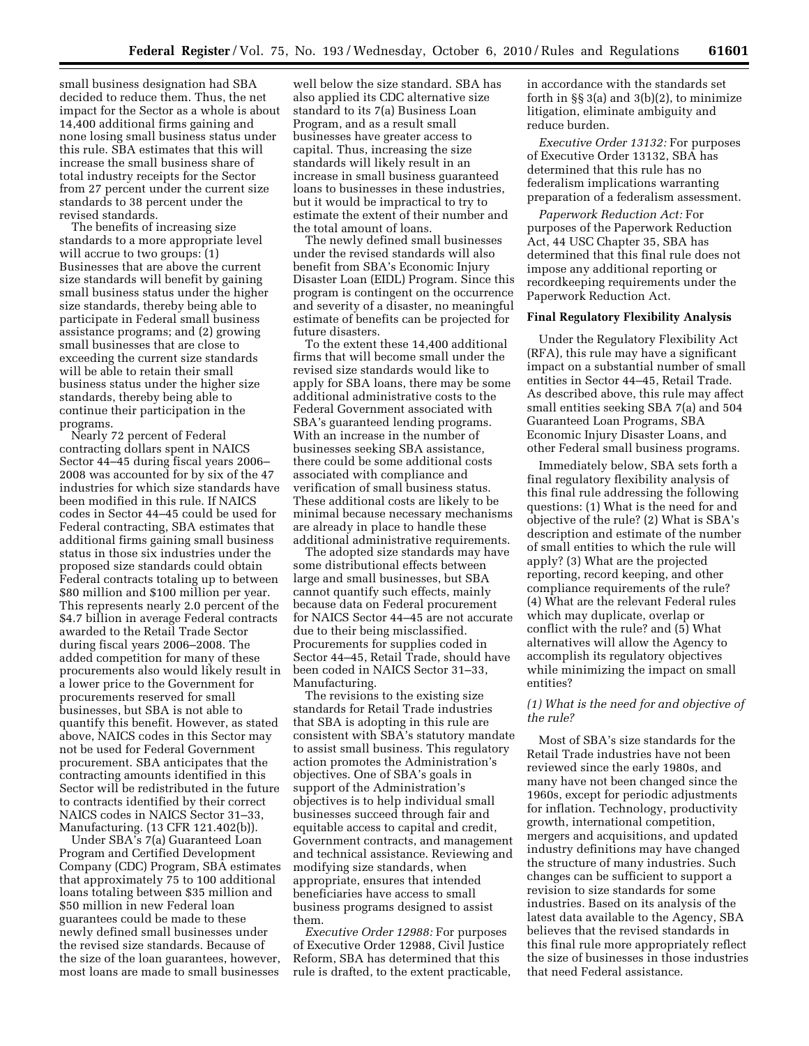small business designation had SBA decided to reduce them. Thus, the net impact for the Sector as a whole is about 14,400 additional firms gaining and none losing small business status under this rule. SBA estimates that this will increase the small business share of total industry receipts for the Sector from 27 percent under the current size standards to 38 percent under the revised standards.

The benefits of increasing size standards to a more appropriate level will accrue to two groups: (1) Businesses that are above the current size standards will benefit by gaining small business status under the higher size standards, thereby being able to participate in Federal small business assistance programs; and (2) growing small businesses that are close to exceeding the current size standards will be able to retain their small business status under the higher size standards, thereby being able to continue their participation in the programs.

Nearly 72 percent of Federal contracting dollars spent in NAICS Sector 44–45 during fiscal years 2006–2008 was accounted for by six of the 47 industries for which size standards have been modified in this rule. If NAICS codes in Sector 44–45 could be used for Federal contracting, SBA estimates that additional firms gaining small business status in those six industries under the proposed size standards could obtain Federal contracts totaling up to between $80 million and $100 million per year. This represents nearly 2.0 percent of the $4.7 billion in average Federal contracts awarded to the Retail Trade Sector during fiscal years 2006–2008. The added competition for many of these procurements also would likely result in a lower price to the Government for procurements reserved for small businesses, but SBA is not able to quantify this benefit. However, as stated above, NAICS codes in this Sector may not be used for Federal Government procurement. SBA anticipates that the contracting amounts identified in this Sector will be redistributed in the future to contracts identified by their correct NAICS codes in NAICS Sector 31–33, Manufacturing. (13 CFR 121.402(b)).

Under SBA's 7(a) Guaranteed Loan Program and Certified Development Company (CDC) Program, SBA estimates that approximately 75 to 100 additional loans totaling between $35 million and $50 million in new Federal loan guarantees could be made to these newly defined small businesses under the revised size standards. Because of the size of the loan guarantees, however, most loans are made to small businesses well below the size standard. SBA has also applied its CDC alternative size standard to its 7(a) Business Loan Program, and as a result small businesses have greater access to capital. Thus, increasing the size standards will likely result in an increase in small business guaranteed loans to businesses in these industries, but it would be impractical to try to estimate the extent of their number and the total amount of loans.

The newly defined small businesses under the revised standards will also benefit from SBA's Economic Injury Disaster Loan (EIDL) Program. Since this program is contingent on the occurrence and severity of a disaster, no meaningful estimate of benefits can be projected for future disasters.

To the extent these 14,400 additional firms that will become small under the revised size standards would like to apply for SBA loans, there may be some additional administrative costs to the Federal Government associated with SBA's guaranteed lending programs. With an increase in the number of businesses seeking SBA assistance, there could be some additional costs associated with compliance and verification of small business status. These additional costs are likely to be minimal because necessary mechanisms are already in place to handle these additional administrative requirements.

The adopted size standards may have some distributional effects between large and small businesses, but SBA cannot quantify such effects, mainly because data on Federal procurement for NAICS Sector 44–45 are not accurate due to their being misclassified. Procurements for supplies coded in Sector 44–45, Retail Trade, should have been coded in NAICS Sector 31–33, Manufacturing.

The revisions to the existing size standards for Retail Trade industries that SBA is adopting in this rule are consistent with SBA's statutory mandate to assist small business. This regulatory action promotes the Administration's objectives. One of SBA's goals in support of the Administration's objectives is to help individual small businesses succeed through fair and equitable access to capital and credit, Government contracts, and management and technical assistance. Reviewing and modifying size standards, when appropriate, ensures that intended beneficiaries have access to small business programs designed to assist them.

*Executive Order 12988:* For purposes of Executive Order 12988, Civil Justice Reform, SBA has determined that this rule is drafted, to the extent practicable, in accordance with the standards set forth in §§ 3(a) and 3(b)(2), to minimize litigation, eliminate ambiguity and reduce burden.

*Executive Order 13132:* For purposes of Executive Order 13132, SBA has determined that this rule has no federalism implications warranting preparation of a federalism assessment.

*Paperwork Reduction Act:* For purposes of the Paperwork Reduction Act, 44 USC Chapter 35, SBA has determined that this final rule does not impose any additional reporting or recordkeeping requirements under the Paperwork Reduction Act.

**Final Regulatory Flexibility Analysis**

Under the Regulatory Flexibility Act (RFA), this rule may have a significant impact on a substantial number of small entities in Sector 44–45, Retail Trade. As described above, this rule may affect small entities seeking SBA 7(a) and 504 Guaranteed Loan Programs, SBA Economic Injury Disaster Loans, and other Federal small business programs.

Immediately below, SBA sets forth a final regulatory flexibility analysis of this final rule addressing the following questions: (1) What is the need for and objective of the rule? (2) What is SBA's description and estimate of the number of small entities to which the rule will apply? (3) What are the projected reporting, record keeping, and other compliance requirements of the rule? (4) What are the relevant Federal rules which may duplicate, overlap or conflict with the rule? and (5) What alternatives will allow the Agency to accomplish its regulatory objectives while minimizing the impact on small entities?

*(1) What is the need for and objective of the rule?*

Most of SBA's size standards for the Retail Trade industries have not been reviewed since the early 1980s, and many have not been changed since the 1960s, except for periodic adjustments for inflation. Technology, productivity growth, international competition, mergers and acquisitions, and updated industry definitions may have changed the structure of many industries. Such changes can be sufficient to support a revision to size standards for some industries. Based on its analysis of the latest data available to the Agency, SBA believes that the revised standards in this final rule more appropriately reflect the size of businesses in those industries that need Federal assistance.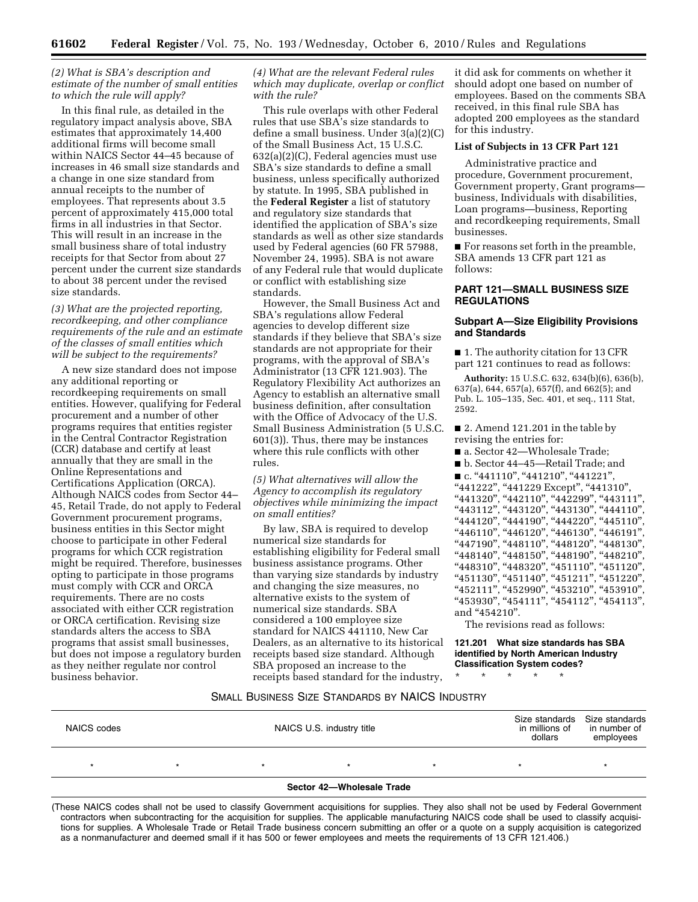*(2) What is SBA's description and estimate of the number of small entities to which the rule will apply?*

In this final rule, as detailed in the regulatory impact analysis above, SBA estimates that approximately 14,400 additional firms will become small within NAICS Sector 44–45 because of increases in 46 small size standards and a change in one size standard from annual receipts to the number of employees. That represents about 3.5 percent of approximately 415,000 total firms in all industries in that Sector. This will result in an increase in the small business share of total industry receipts for that Sector from about 27 percent under the current size standards to about 38 percent under the revised size standards.

*(3) What are the projected reporting, recordkeeping, and other compliance requirements of the rule and an estimate of the classes of small entities which will be subject to the requirements?*

A new size standard does not impose any additional reporting or recordkeeping requirements on small entities. However, qualifying for Federal procurement and a number of other programs requires that entities register in the Central Contractor Registration (CCR) database and certify at least annually that they are small in the Online Representations and Certifications Application (ORCA). Although NAICS codes from Sector 44–45, Retail Trade, do not apply to Federal Government procurement programs, business entities in this Sector might choose to participate in other Federal programs for which CCR registration might be required. Therefore, businesses opting to participate in those programs must comply with CCR and ORCA requirements. There are no costs associated with either CCR registration or ORCA certification. Revising size standards alters the access to SBA programs that assist small businesses, but does not impose a regulatory burden as they neither regulate nor control business behavior.

*(4) What are the relevant Federal rules which may duplicate, overlap or conflict with the rule?*

This rule overlaps with other Federal rules that use SBA's size standards to define a small business. Under 3(a)(2)(C) of the Small Business Act, 15 U.S.C. 632(a)(2)(C), Federal agencies must use SBA's size standards to define a small business, unless specifically authorized by statute. In 1995, SBA published in the **Federal Register** a list of statutory and regulatory size standards that identified the application of SBA's size standards as well as other size standards used by Federal agencies (60 FR 57988, November 24, 1995). SBA is not aware of any Federal rule that would duplicate or conflict with establishing size standards.

However, the Small Business Act and SBA's regulations allow Federal agencies to develop different size standards if they believe that SBA's size standards are not appropriate for their programs, with the approval of SBA's Administrator (13 CFR 121.903). The Regulatory Flexibility Act authorizes an Agency to establish an alternative small business definition, after consultation with the Office of Advocacy of the U.S. Small Business Administration (5 U.S.C. 601(3)). Thus, there may be instances where this rule conflicts with other rules.

*(5) What alternatives will allow the Agency to accomplish its regulatory objectives while minimizing the impact on small entities?*

By law, SBA is required to develop numerical size standards for establishing eligibility for Federal small business assistance programs. Other than varying size standards by industry and changing the size measures, no alternative exists to the system of numerical size standards. SBA considered a 100 employee size standard for NAICS 441110, New Car Dealers, as an alternative to its historical receipts based size standard. Although SBA proposed an increase to the receipts based standard for the industry, it did ask for comments on whether it should adopt one based on number of employees. Based on the comments SBA received, in this final rule SBA has adopted 200 employees as the standard for this industry.

**List of Subjects in 13 CFR Part 121**

Administrative practice and procedure, Government procurement, Government property, Grant programs—business, Individuals with disabilities, Loan programs—business, Reporting and recordkeeping requirements, Small businesses.

■ For reasons set forth in the preamble, SBA amends 13 CFR part 121 as follows:

## PART 121—SMALL BUSINESS SIZE REGULATIONS

### Subpart A—Size Eligibility Provisions and Standards

■ 1. The authority citation for 13 CFR part 121 continues to read as follows:

**Authority:** 15 U.S.C. 632, 634(b)(6), 636(b), 637(a), 644, 657(a), 657(f), and 662(5); and Pub. L. 105–135, Sec. 401, et seq., 111 Stat, 2592.

■ 2. Amend 121.201 in the table by revising the entries for:

■ a. Sector 42—Wholesale Trade;

■ b. Sector 44–45—Retail Trade; and

■ c. "441110", "441210", "441221", "441222", "441229 Except", "441310", "441320", "442110", "442299", "443111", "443112", "443120", "443130", "444110", "444120", "444190", "444220", "445110", "446110", "446120", "446130", "446191", "447190", "448110", "448120", "448130", "448140", "448150", "448190", "448210", "448310", "448320", "451110", "451120", "451130", "451140", "451211", "451220", "452111", "452990", "453210", "453910", "453930", "454111", "454112", "454113", and "454210".

The revisions read as follows:

**121.201 What size standards has SBA identified by North American Industry Classification System codes?**

\* \* \* \* \*

SMALL BUSINESS SIZE STANDARDS BY NAICS INDUSTRY

| NAICS codes | NAICS U.S. industry title | Size standards in millions of dollars | Size standards in number of employees |
|---|---|---|---|
| * | * * * * | * | * |
| **Sector 42—Wholesale Trade** | | | |

(These NAICS codes shall not be used to classify Government acquisitions for supplies. They also shall not be used by Federal Government contractors when subcontracting for the acquisition for supplies. The applicable manufacturing NAICS code shall be used to classify acquisitions for supplies. A Wholesale Trade or Retail Trade business concern submitting an offer or a quote on a supply acquisition is categorized as a nonmanufacturer and deemed small if it has 500 or fewer employees and meets the requirements of 13 CFR 121.406.)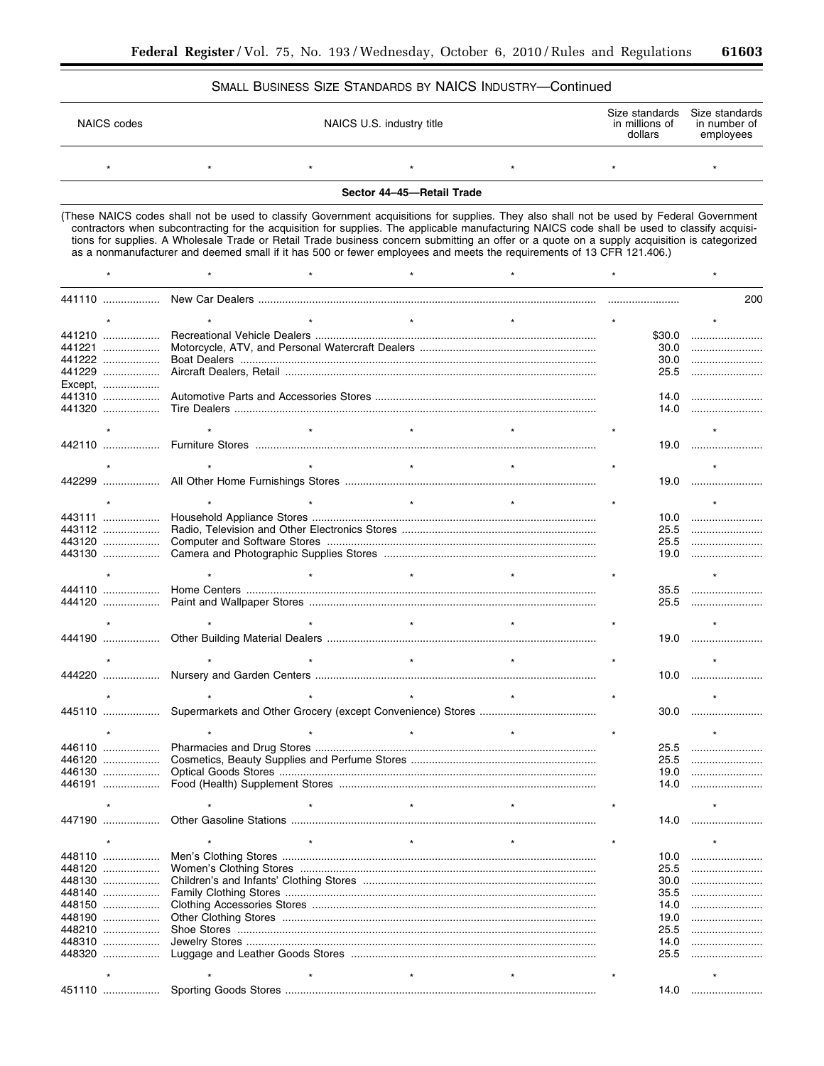SMALL BUSINESS SIZE STANDARDS BY NAICS INDUSTRY—Continued

| NAICS codes | NAICS U.S. industry title | Size standards in millions of dollars | Size standards in number of employees |
|---|---|---|---|
| * | * * * * | * | * |
| | **Sector 44–45—Retail Trade** | | |
| | (These NAICS codes shall not be used to classify Government acquisitions for supplies. They also shall not be used by Federal Government contractors when subcontracting for the acquisition for supplies. The applicable manufacturing NAICS code shall be used to classify acquisitions for supplies. A Wholesale Trade or Retail Trade business concern submitting an offer or a quote on a supply acquisition is categorized as a nonmanufacturer and deemed small if it has 500 or fewer employees and meets the requirements of 13 CFR 121.406.) | | |
| * | * * * * | * | * |
| 441110 | New Car Dealers | | 200 |
| * | * * * * | * | * |
| 441210 | Recreational Vehicle Dealers | $30.0 | |
| 441221 | Motorcycle, ATV, and Personal Watercraft Dealers | 30.0 | |
| 441222 | Boat Dealers | 30.0 | |
| 441229 | Aircraft Dealers, Retail | 25.5 | |
| Except, | | | |
| 441310 | Automotive Parts and Accessories Stores | 14.0 | |
| 441320 | Tire Dealers | 14.0 | |
| * | * * * * | * | * |
| 442110 | Furniture Stores | 19.0 | |
| * | * * * * | * | * |
| 442299 | All Other Home Furnishings Stores | 19.0 | |
| * | * * * * | * | * |
| 443111 | Household Appliance Stores | 10.0 | |
| 443112 | Radio, Television and Other Electronics Stores | 25.5 | |
| 443120 | Computer and Software Stores | 25.5 | |
| 443130 | Camera and Photographic Supplies Stores | 19.0 | |
| * | * * * * | * | * |
| 444110 | Home Centers | 35.5 | |
| 444120 | Paint and Wallpaper Stores | 25.5 | |
| * | * * * * | * | * |
| 444190 | Other Building Material Dealers | 19.0 | |
| * | * * * * | * | * |
| 444220 | Nursery and Garden Centers | 10.0 | |
| * | * * * * | * | * |
| 445110 | Supermarkets and Other Grocery (except Convenience) Stores | 30.0 | |
| * | * * * * | * | * |
| 446110 | Pharmacies and Drug Stores | 25.5 | |
| 446120 | Cosmetics, Beauty Supplies and Perfume Stores | 25.5 | |
| 446130 | Optical Goods Stores | 19.0 | |
| 446191 | Food (Health) Supplement Stores | 14.0 | |
| * | * * * * | * | * |
| 447190 | Other Gasoline Stations | 14.0 | |
| * | * * * * | * | * |
| 448110 | Men's Clothing Stores | 10.0 | |
| 448120 | Women's Clothing Stores | 25.5 | |
| 448130 | Children's and Infants' Clothing Stores | 30.0 | |
| 448140 | Family Clothing Stores | 35.5 | |
| 448150 | Clothing Accessories Stores | 14.0 | |
| 448190 | Other Clothing Stores | 19.0 | |
| 448210 | Shoe Stores | 25.5 | |
| 448310 | Jewelry Stores | 14.0 | |
| 448320 | Luggage and Leather Goods Stores | 25.5 | |
| * | * * * * | * | * |
| 451110 | Sporting Goods Stores | 14.0 | |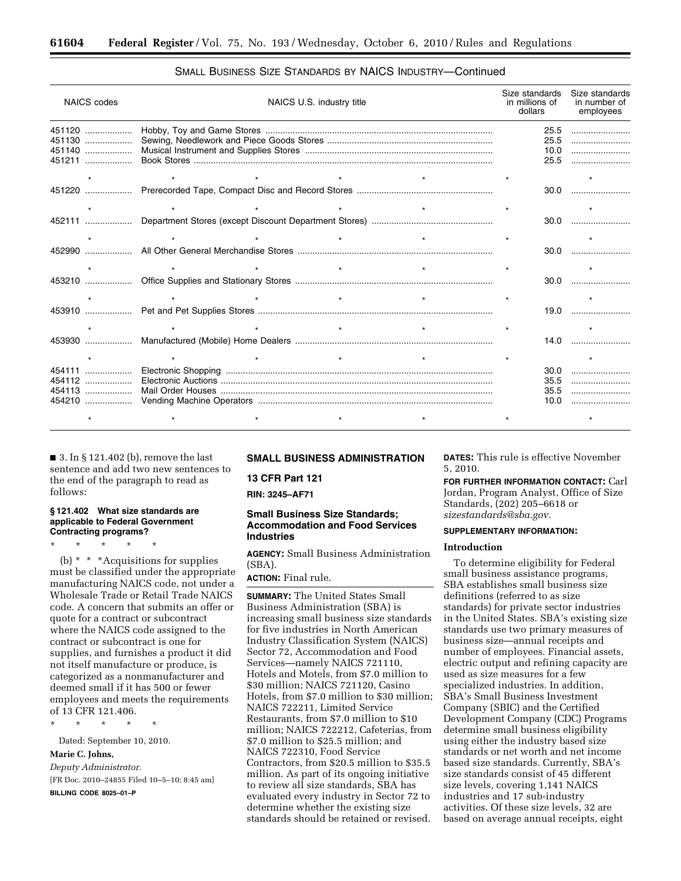SMALL BUSINESS SIZE STANDARDS BY NAICS INDUSTRY—Continued

| NAICS codes | NAICS U.S. industry title | Size standards in millions of dollars | Size standards in number of employees |
|---|---|---|---|
| 451120 | Hobby, Toy and Game Stores | 25.5 | |
| 451130 | Sewing, Needlework and Piece Goods Stores | 25.5 | |
| 451140 | Musical Instrument and Supplies Stores | 10.0 | |
| 451211 | Book Stores | 25.5 | |
| * | * * * * * | * | * |
| 451220 | Prerecorded Tape, Compact Disc and Record Stores | 30.0 | |
| * | * * * * * | * | * |
| 452111 | Department Stores (except Discount Department Stores) | 30.0 | |
| * | * * * * * | * | * |
| 452990 | All Other General Merchandise Stores | 30.0 | |
| * | * * * * * | * | * |
| 453210 | Office Supplies and Stationary Stores | 30.0 | |
| * | * * * * * | * | * |
| 453910 | Pet and Pet Supplies Stores | 19.0 | |
| * | * * * * * | * | * |
| 453930 | Manufactured (Mobile) Home Dealers | 14.0 | |
| * | * * * * * | * | * |
| 454111 | Electronic Shopping | 30.0 | |
| 454112 | Electronic Auctions | 35.5 | |
| 454113 | Mail Order Houses | 35.5 | |
| 454210 | Vending Machine Operators | 10.0 | |
| * | * * * * * | * | * |

■ 3. In § 121.402 (b), remove the last sentence and add two new sentences to the end of the paragraph to read as follows:

**§ 121.402 What size standards are applicable to Federal Government Contracting programs?**

\* \* \* \* \*

(b) * * *Acquisitions for supplies must be classified under the appropriate manufacturing NAICS code, not under a Wholesale Trade or Retail Trade NAICS code. A concern that submits an offer or quote for a contract or subcontract where the NAICS code assigned to the contract or subcontract is one for supplies, and furnishes a product it did not itself manufacture or produce, is categorized as a nonmanufacturer and deemed small if it has 500 or fewer employees and meets the requirements of 13 CFR 121.406.

\* \* \* \* \*

Dated: September 10, 2010.

**Marie C. Johns,**

*Deputy Administrator.*

[FR Doc. 2010–24855 Filed 10–5–10; 8:45 am]

**BILLING CODE 8025–01–P**

## SMALL BUSINESS ADMINISTRATION

### 13 CFR Part 121

**RIN: 3245–AF71**

### Small Business Size Standards; Accommodation and Food Services Industries

**AGENCY:** Small Business Administration (SBA).

**ACTION:** Final rule.

**SUMMARY:** The United States Small Business Administration (SBA) is increasing small business size standards for five industries in North American Industry Classification System (NAICS) Sector 72, Accommodation and Food Services—namely NAICS 721110, Hotels and Motels, from $7.0 million to $30 million; NAICS 721120, Casino Hotels, from $7.0 million to $30 million; NAICS 722211, Limited Service Restaurants, from $7.0 million to $10 million; NAICS 722212, Cafeterias, from $7.0 million to $25.5 million; and NAICS 722310, Food Service Contractors, from $20.5 million to $35.5 million. As part of its ongoing initiative to review all size standards, SBA has evaluated every industry in Sector 72 to determine whether the existing size standards should be retained or revised.

**DATES:** This rule is effective November 5, 2010.

**FOR FURTHER INFORMATION CONTACT:** Carl Jordan, Program Analyst, Office of Size Standards, (202) 205–6618 or *sizestandards@sba.gov.*

**SUPPLEMENTARY INFORMATION:**

**Introduction**

To determine eligibility for Federal small business assistance programs, SBA establishes small business size definitions (referred to as size standards) for private sector industries in the United States. SBA's existing size standards use two primary measures of business size—annual receipts and number of employees. Financial assets, electric output and refining capacity are used as size measures for a few specialized industries. In addition, SBA's Small Business Investment Company (SBIC) and the Certified Development Company (CDC) Programs determine small business eligibility using either the industry based size standards or net worth and net income based size standards. Currently, SBA's size standards consist of 45 different size levels, covering 1,141 NAICS industries and 17 sub-industry activities. Of these size levels, 32 are based on average annual receipts, eight